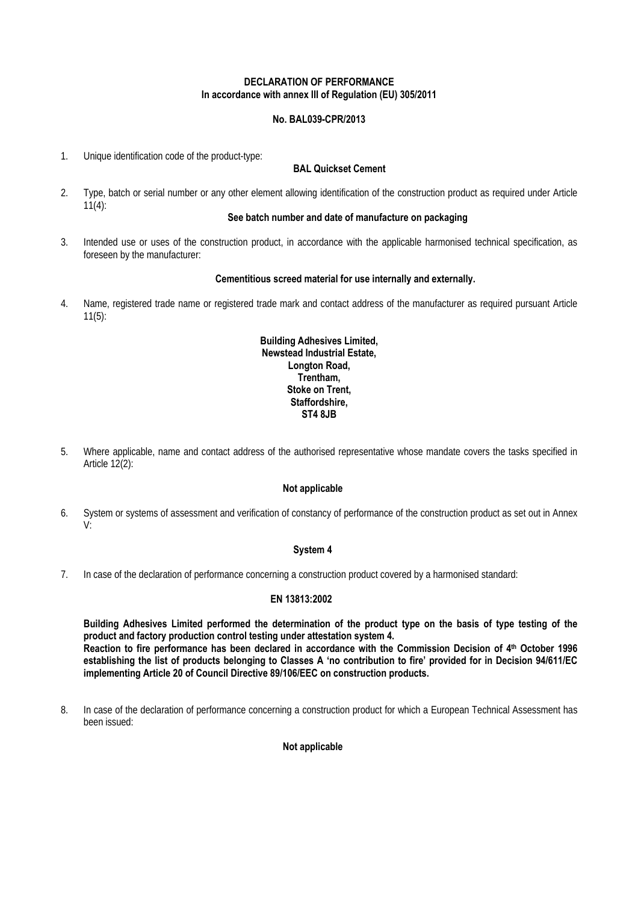# DECLARATION OF PERFORMANCE
**In accordance with annex III of Regulation (EU) 305/2011**

**No. BAL039-CPR/2013**

1. Unique identification code of the product-type:

   **BAL Quickset Cement**

2. Type, batch or serial number or any other element allowing identification of the construction product as required under Article 11(4):

   **See batch number and date of manufacture on packaging**

3. Intended use or uses of the construction product, in accordance with the applicable harmonised technical specification, as foreseen by the manufacturer:

   **Cementitious screed material for use internally and externally.**

4. Name, registered trade name or registered trade mark and contact address of the manufacturer as required pursuant Article 11(5):

   **Building Adhesives Limited,**
   **Newstead Industrial Estate,**
   **Longton Road,**
   **Trentham,**
   **Stoke on Trent,**
   **Staffordshire,**
   **ST4 8JB**

5. Where applicable, name and contact address of the authorised representative whose mandate covers the tasks specified in Article 12(2):

   **Not applicable**

6. System or systems of assessment and verification of constancy of performance of the construction product as set out in Annex V:

   **System 4**

7. In case of the declaration of performance concerning a construction product covered by a harmonised standard:

   **EN 13813:2002**

   **Building Adhesives Limited performed the determination of the product type on the basis of type testing of the product and factory production control testing under attestation system 4.**
   **Reaction to fire performance has been declared in accordance with the Commission Decision of 4th October 1996 establishing the list of products belonging to Classes A 'no contribution to fire' provided for in Decision 94/611/EC implementing Article 20 of Council Directive 89/106/EEC on construction products.**

8. In case of the declaration of performance concerning a construction product for which a European Technical Assessment has been issued:

   **Not applicable**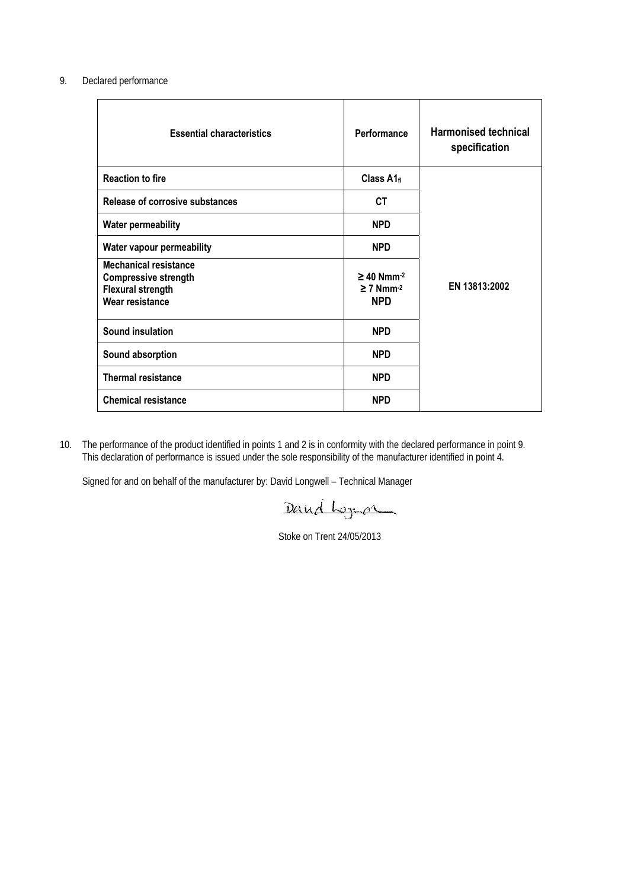9. Declared performance

| Essential characteristics | Performance | Harmonised technical specification |
|---|---|---|
| **Reaction to fire** | **Class $A1_{fl}$** | **EN 13813:2002** |
| **Release of corrosive substances** | **CT** | |
| **Water permeability** | **NPD** | |
| **Water vapour permeability** | **NPD** | |
| **Mechanical resistance**<br>**Compressive strength**<br>**Flexural strength**<br>**Wear resistance** | <br>**≥ 40 $Nmm^{-2}$**<br>**≥ 7 $Nmm^{-2}$**<br>**NPD** | |
| **Sound insulation** | **NPD** | |
| **Sound absorption** | **NPD** | |
| **Thermal resistance** | **NPD** | |
| **Chemical resistance** | **NPD** | |

10. The performance of the product identified in points 1 and 2 is in conformity with the declared performance in point 9. This declaration of performance is issued under the sole responsibility of the manufacturer identified in point 4.

Signed for and on behalf of the manufacturer by: David Longwell – Technical Manager

David Longwell

Stoke on Trent 24/05/2013